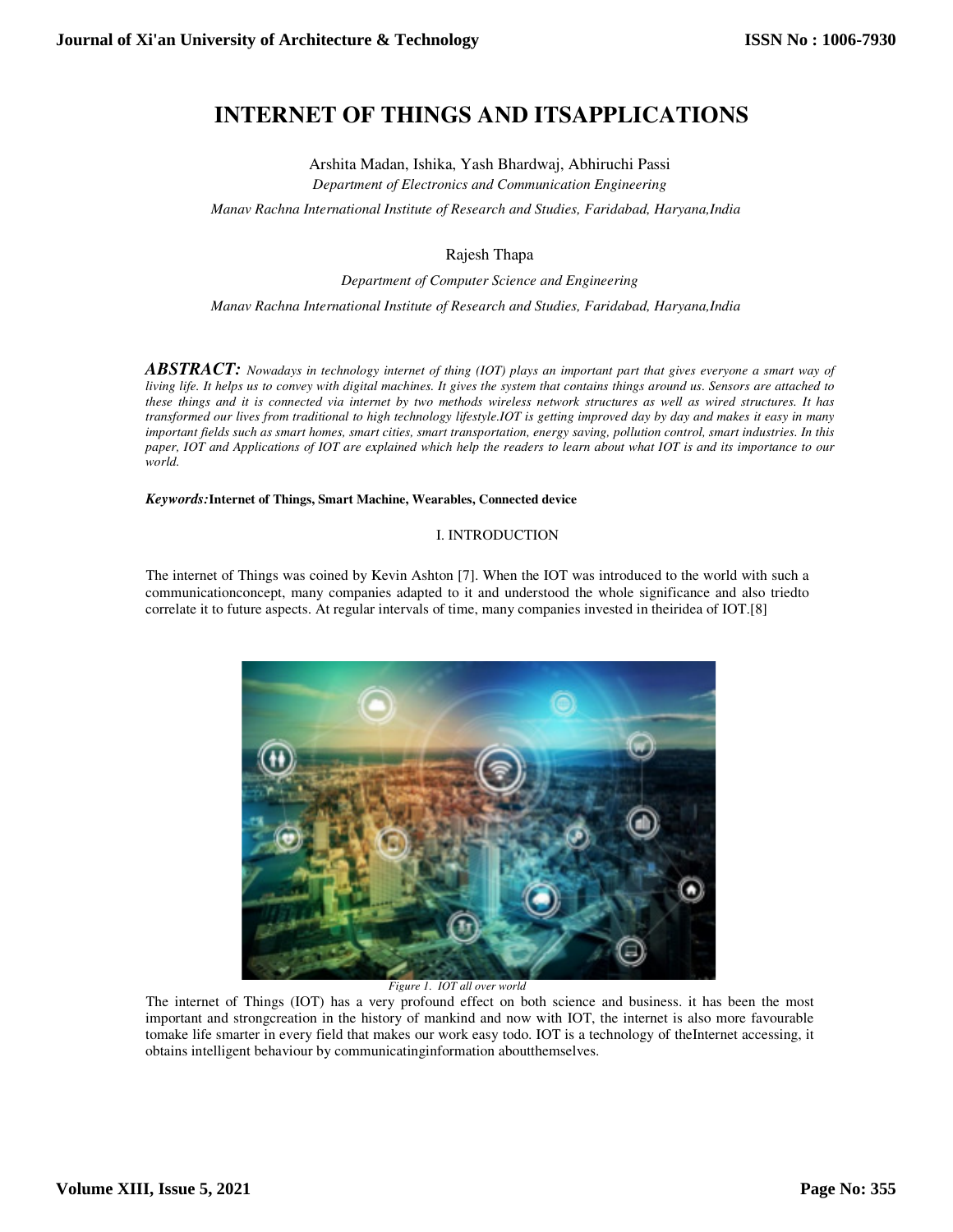# INTERNET OF THINGS AND ITSAPPLICATIONS

Arshita Madan, Ishika, Yash Bhardwaj, Abhiruchi Passi

*Department of Electronics and Communication Engineering*

*Manav Rachna International Institute of Research and Studies, Faridabad, Haryana,India*

Rajesh Thapa

*Department of Computer Science and Engineering*

*Manav Rachna International Institute of Research and Studies, Faridabad, Haryana,India*

***ABSTRACT:*** *Nowadays in technology internet of thing (IOT) plays an important part that gives everyone a smart way of living life. It helps us to convey with digital machines. It gives the system that contains things around us. Sensors are attached to these things and it is connected via internet by two methods wireless network structures as well as wired structures. It has transformed our lives from traditional to high technology lifestyle.IOT is getting improved day by day and makes it easy in many important fields such as smart homes, smart cities, smart transportation, energy saving, pollution control, smart industries. In this paper, IOT and Applications of IOT are explained which help the readers to learn about what IOT is and its importance to our world.*

***Keywords:*****Internet of Things, Smart Machine, Wearables, Connected device**

## I. INTRODUCTION

The internet of Things was coined by Kevin Ashton [7]. When the IOT was introduced to the world with such a communicationconcept, many companies adapted to it and understood the whole significance and also triedto correlate it to future aspects. At regular intervals of time, many companies invested in theiridea of IOT.[8]

*Figure 1. IOT all over world*

The internet of Things (IOT) has a very profound effect on both science and business. it has been the most important and strongcreation in the history of mankind and now with IOT, the internet is also more favourable tomake life smarter in every field that makes our work easy todo. IOT is a technology of theInternet accessing, it obtains intelligent behaviour by communicatinginformation aboutthemselves.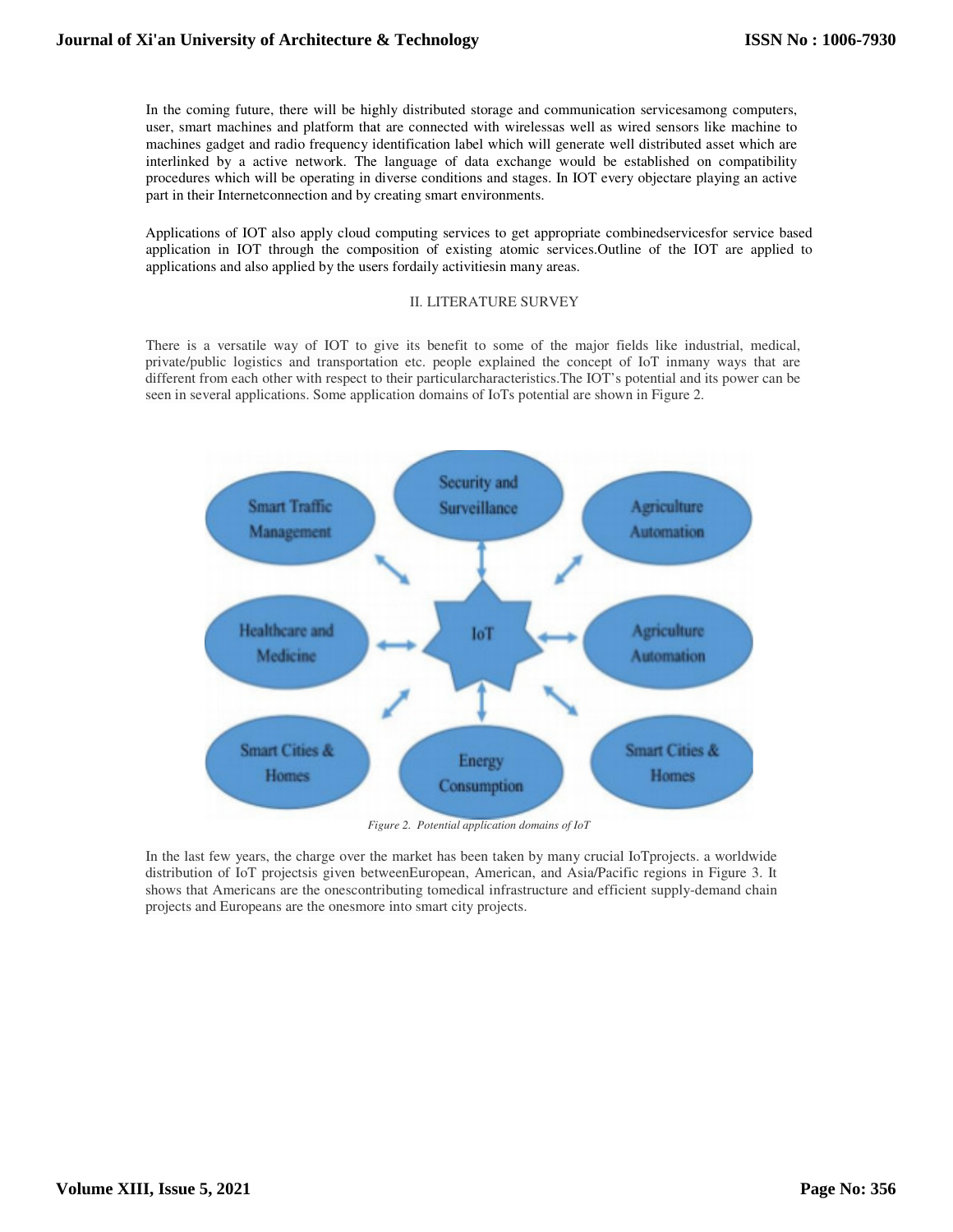In the coming future, there will be highly distributed storage and communication servicesamong computers, user, smart machines and platform that are connected with wirelessas well as wired sensors like machine to machines gadget and radio frequency identification label which will generate well distributed asset which are interlinked by a active network. The language of data exchange would be established on compatibility procedures which will be operating in diverse conditions and stages. In IOT every objectare playing an active part in their Internetconnection and by creating smart environments.

Applications of IOT also apply cloud computing services to get appropriate combinedservicesfor service based application in IOT through the composition of existing atomic services.Outline of the IOT are applied to applications and also applied by the users fordaily activitiesin many areas.

## II. LITERATURE SURVEY

There is a versatile way of IOT to give its benefit to some of the major fields like industrial, medical, private/public logistics and transportation etc. people explained the concept of IoT inmany ways that are different from each other with respect to their particularcharacteristics.The IOT's potential and its power can be seen in several applications. Some application domains of IoTs potential are shown in Figure 2.

*Figure 2. Potential application domains of IoT*

In the last few years, the charge over the market has been taken by many crucial IoTprojects. a worldwide distribution of IoT projectsis given betweenEuropean, American, and Asia/Pacific regions in Figure 3. It shows that Americans are the onescontributing tomedical infrastructure and efficient supply-demand chain projects and Europeans are the onesmore into smart city projects.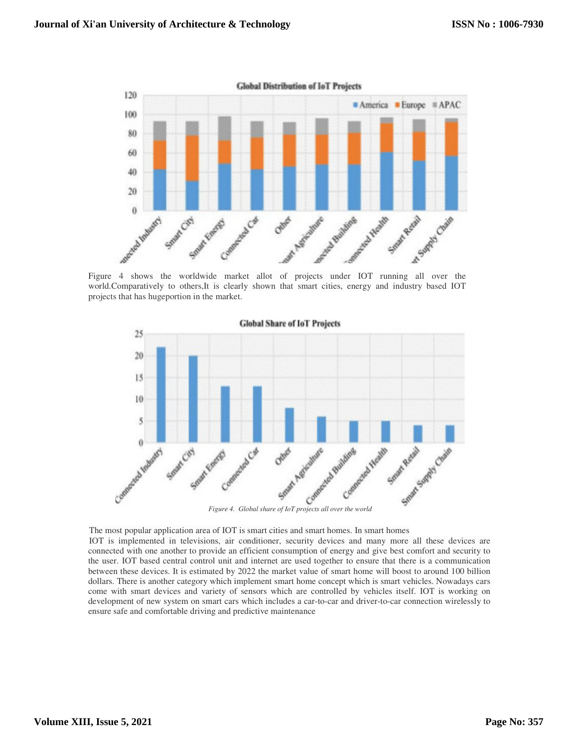Figure 4 shows the worldwide market allot of projects under IOT running all over the world.Comparatively to others,It is clearly shown that smart cities, energy and industry based IOT projects that has hugeportion in the market.

*Figure 4. Global share of IoT projects all over the world*

The most popular application area of IOT is smart cities and smart homes. In smart homes IOT is implemented in televisions, air conditioner, security devices and many more all these devices are connected with one another to provide an efficient consumption of energy and give best comfort and security to the user. IOT based central control unit and internet are used together to ensure that there is a communication between these devices. It is estimated by 2022 the market value of smart home will boost to around 100 billion dollars. There is another category which implement smart home concept which is smart vehicles. Nowadays cars come with smart devices and variety of sensors which are controlled by vehicles itself. IOT is working on development of new system on smart cars which includes a car-to-car and driver-to-car connection wirelessly to ensure safe and comfortable driving and predictive maintenance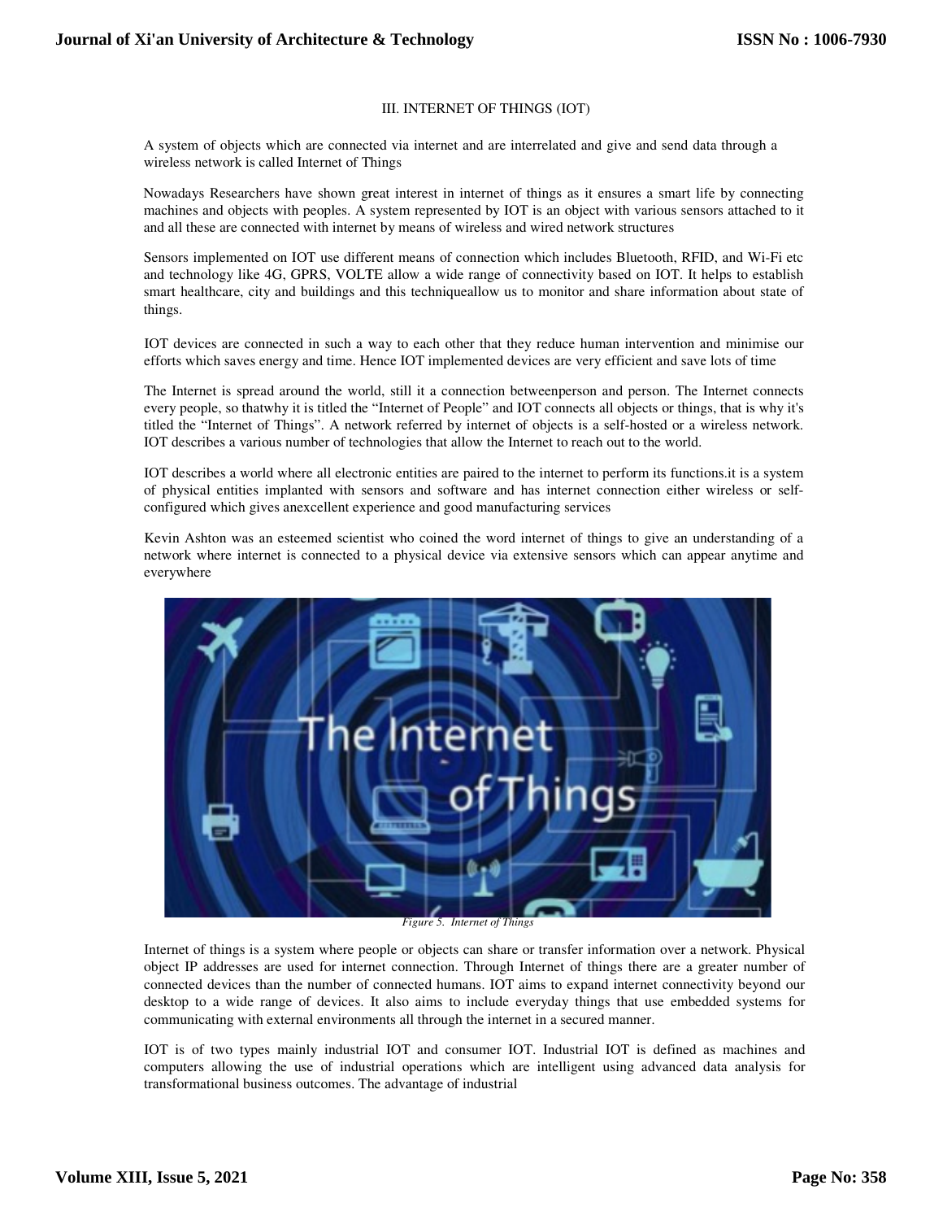## III. INTERNET OF THINGS (IOT)

A system of objects which are connected via internet and are interrelated and give and send data through a wireless network is called Internet of Things

Nowadays Researchers have shown great interest in internet of things as it ensures a smart life by connecting machines and objects with peoples. A system represented by IOT is an object with various sensors attached to it and all these are connected with internet by means of wireless and wired network structures

Sensors implemented on IOT use different means of connection which includes Bluetooth, RFID, and Wi-Fi etc and technology like 4G, GPRS, VOLTE allow a wide range of connectivity based on IOT. It helps to establish smart healthcare, city and buildings and this techniqueallow us to monitor and share information about state of things.

IOT devices are connected in such a way to each other that they reduce human intervention and minimise our efforts which saves energy and time. Hence IOT implemented devices are very efficient and save lots of time

The Internet is spread around the world, still it a connection betweenperson and person. The Internet connects every people, so thatwhy it is titled the "Internet of People" and IOT connects all objects or things, that is why it's titled the "Internet of Things". A network referred by internet of objects is a self-hosted or a wireless network. IOT describes a various number of technologies that allow the Internet to reach out to the world.

IOT describes a world where all electronic entities are paired to the internet to perform its functions.it is a system of physical entities implanted with sensors and software and has internet connection either wireless or self-configured which gives anexcellent experience and good manufacturing services

Kevin Ashton was an esteemed scientist who coined the word internet of things to give an understanding of a network where internet is connected to a physical device via extensive sensors which can appear anytime and everywhere

*Figure 5. Internet of Things*

Internet of things is a system where people or objects can share or transfer information over a network. Physical object IP addresses are used for internet connection. Through Internet of things there are a greater number of connected devices than the number of connected humans. IOT aims to expand internet connectivity beyond our desktop to a wide range of devices. It also aims to include everyday things that use embedded systems for communicating with external environments all through the internet in a secured manner.

IOT is of two types mainly industrial IOT and consumer IOT. Industrial IOT is defined as machines and computers allowing the use of industrial operations which are intelligent using advanced data analysis for transformational business outcomes. The advantage of industrial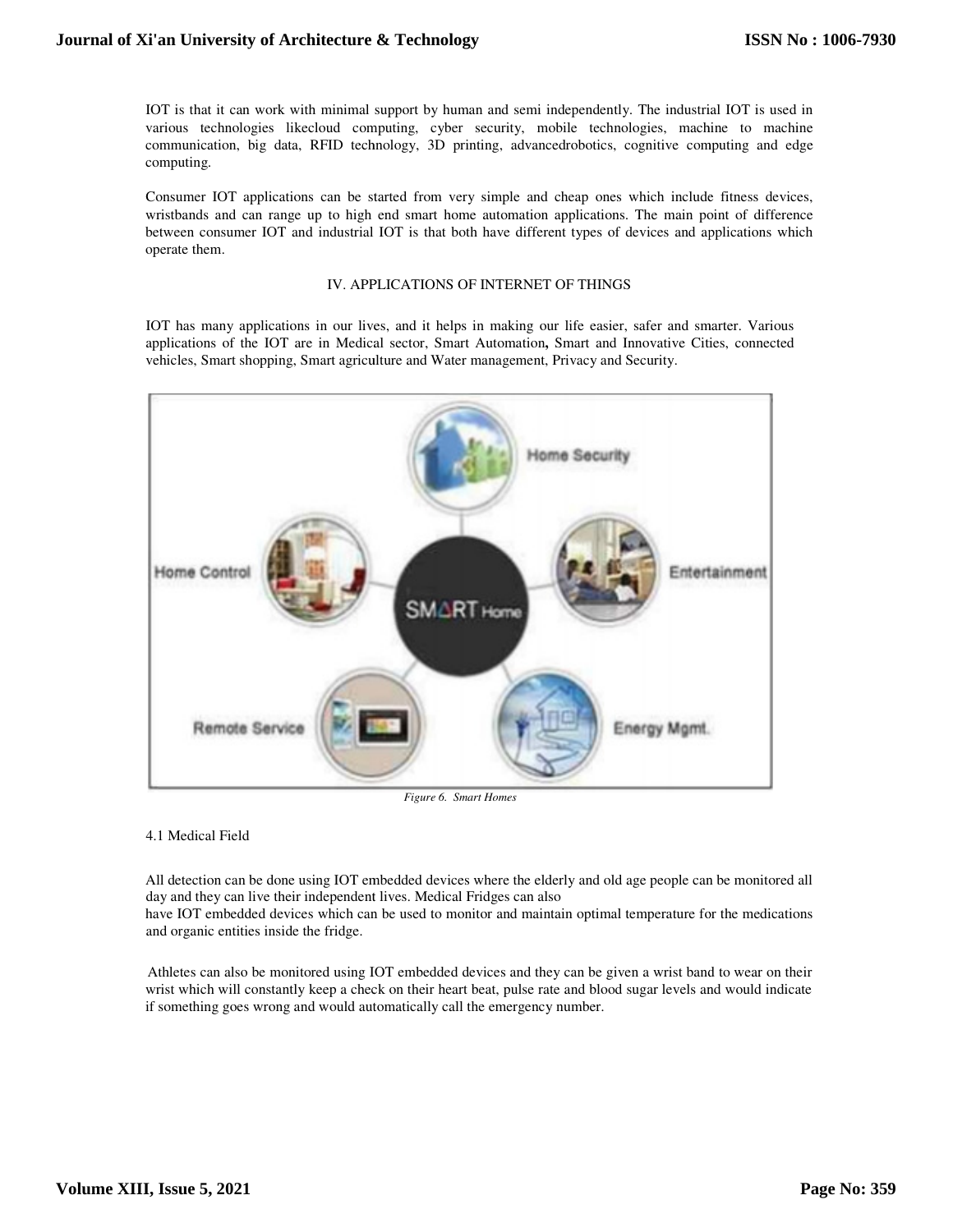IOT is that it can work with minimal support by human and semi independently. The industrial IOT is used in various technologies likecloud computing, cyber security, mobile technologies, machine to machine communication, big data, RFID technology, 3D printing, advancedrobotics, cognitive computing and edge computing.

Consumer IOT applications can be started from very simple and cheap ones which include fitness devices, wristbands and can range up to high end smart home automation applications. The main point of difference between consumer IOT and industrial IOT is that both have different types of devices and applications which operate them.

## IV. APPLICATIONS OF INTERNET OF THINGS

IOT has many applications in our lives, and it helps in making our life easier, safer and smarter. Various applications of the IOT are in Medical sector, Smart Automation**,** Smart and Innovative Cities, connected vehicles, Smart shopping, Smart agriculture and Water management, Privacy and Security.

*Figure 6. Smart Homes*

### 4.1 Medical Field

All detection can be done using IOT embedded devices where the elderly and old age people can be monitored all day and they can live their independent lives. Medical Fridges can also have IOT embedded devices which can be used to monitor and maintain optimal temperature for the medications and organic entities inside the fridge.

Athletes can also be monitored using IOT embedded devices and they can be given a wrist band to wear on their wrist which will constantly keep a check on their heart beat, pulse rate and blood sugar levels and would indicate if something goes wrong and would automatically call the emergency number.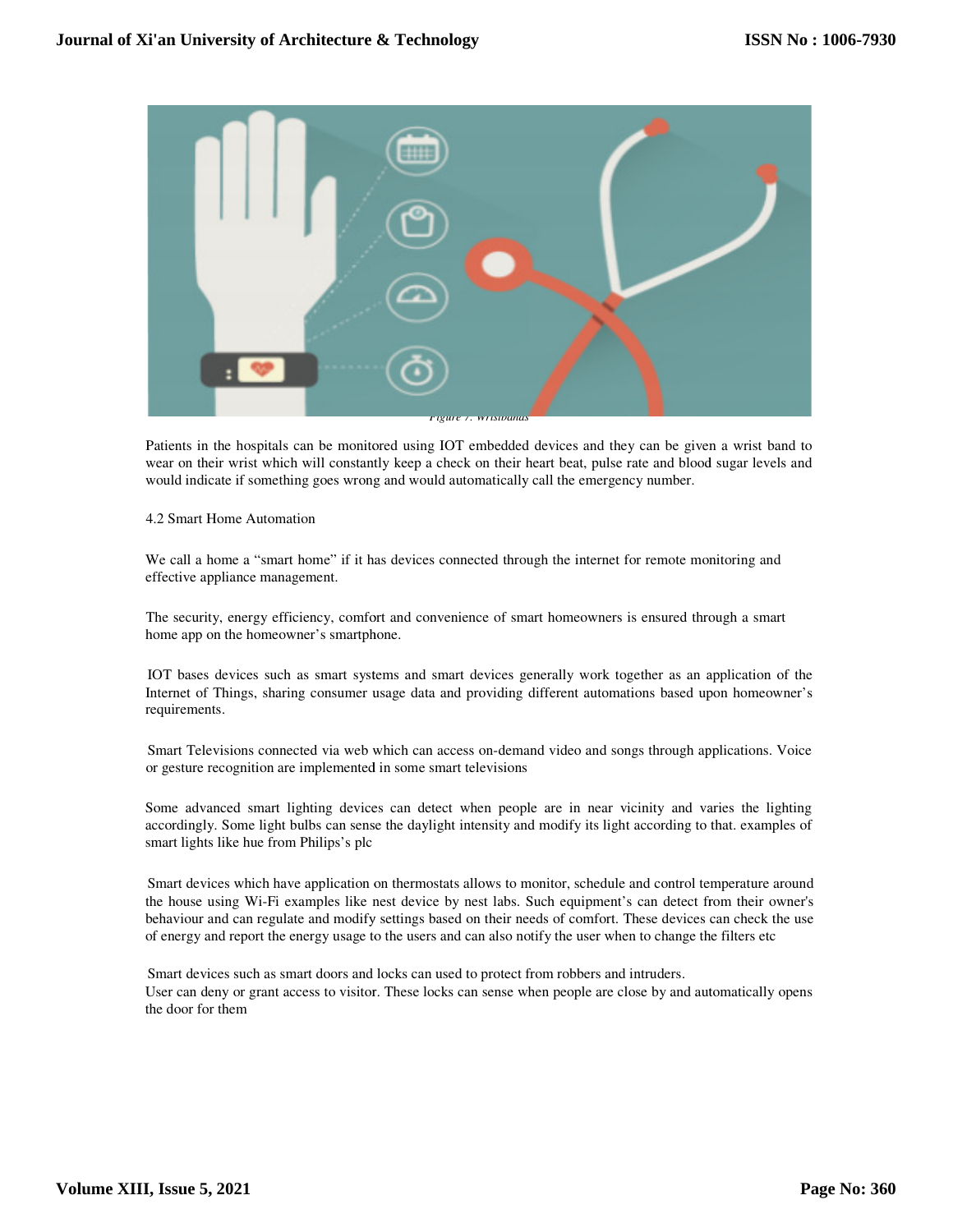Figure 7: Wristbands

Patients in the hospitals can be monitored using IOT embedded devices and they can be given a wrist band to wear on their wrist which will constantly keep a check on their heart beat, pulse rate and blood sugar levels and would indicate if something goes wrong and would automatically call the emergency number.

## 4.2 Smart Home Automation

We call a home a "smart home" if it has devices connected through the internet for remote monitoring and effective appliance management.

The security, energy efficiency, comfort and convenience of smart homeowners is ensured through a smart home app on the homeowner's smartphone.

IOT bases devices such as smart systems and smart devices generally work together as an application of the Internet of Things, sharing consumer usage data and providing different automations based upon homeowner's requirements.

Smart Televisions connected via web which can access on-demand video and songs through applications. Voice or gesture recognition are implemented in some smart televisions

Some advanced smart lighting devices can detect when people are in near vicinity and varies the lighting accordingly. Some light bulbs can sense the daylight intensity and modify its light according to that. examples of smart lights like hue from Philips's plc

Smart devices which have application on thermostats allows to monitor, schedule and control temperature around the house using Wi-Fi examples like nest device by nest labs. Such equipment's can detect from their owner's behaviour and can regulate and modify settings based on their needs of comfort. These devices can check the use of energy and report the energy usage to the users and can also notify the user when to change the filters etc

Smart devices such as smart doors and locks can used to protect from robbers and intruders.
User can deny or grant access to visitor. These locks can sense when people are close by and automatically opens the door for them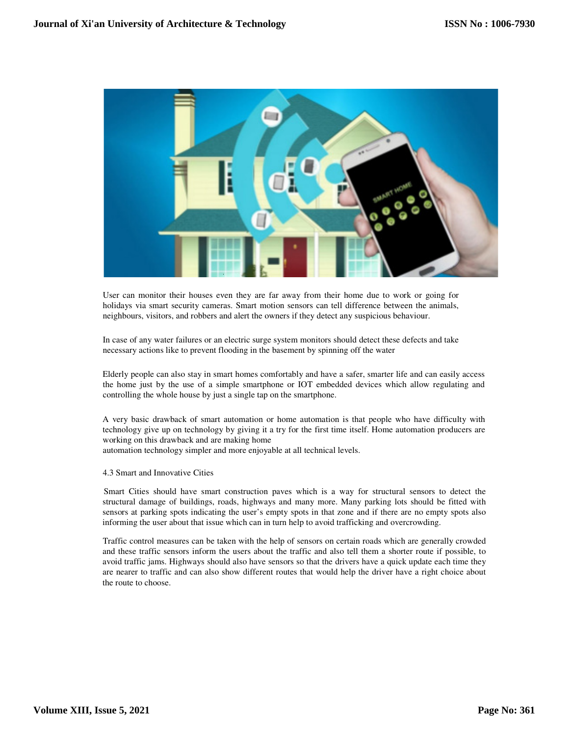User can monitor their houses even they are far away from their home due to work or going for holidays via smart security cameras. Smart motion sensors can tell difference between the animals, neighbours, visitors, and robbers and alert the owners if they detect any suspicious behaviour.

In case of any water failures or an electric surge system monitors should detect these defects and take necessary actions like to prevent flooding in the basement by spinning off the water

Elderly people can also stay in smart homes comfortably and have a safer, smarter life and can easily access the home just by the use of a simple smartphone or IOT embedded devices which allow regulating and controlling the whole house by just a single tap on the smartphone.

A very basic drawback of smart automation or home automation is that people who have difficulty with technology give up on technology by giving it a try for the first time itself. Home automation producers are working on this drawback and are making home
automation technology simpler and more enjoyable at all technical levels.

4.3 Smart and Innovative Cities

Smart Cities should have smart construction paves which is a way for structural sensors to detect the structural damage of buildings, roads, highways and many more. Many parking lots should be fitted with sensors at parking spots indicating the user's empty spots in that zone and if there are no empty spots also informing the user about that issue which can in turn help to avoid trafficking and overcrowding.

Traffic control measures can be taken with the help of sensors on certain roads which are generally crowded and these traffic sensors inform the users about the traffic and also tell them a shorter route if possible, to avoid traffic jams. Highways should also have sensors so that the drivers have a quick update each time they are nearer to traffic and can also show different routes that would help the driver have a right choice about the route to choose.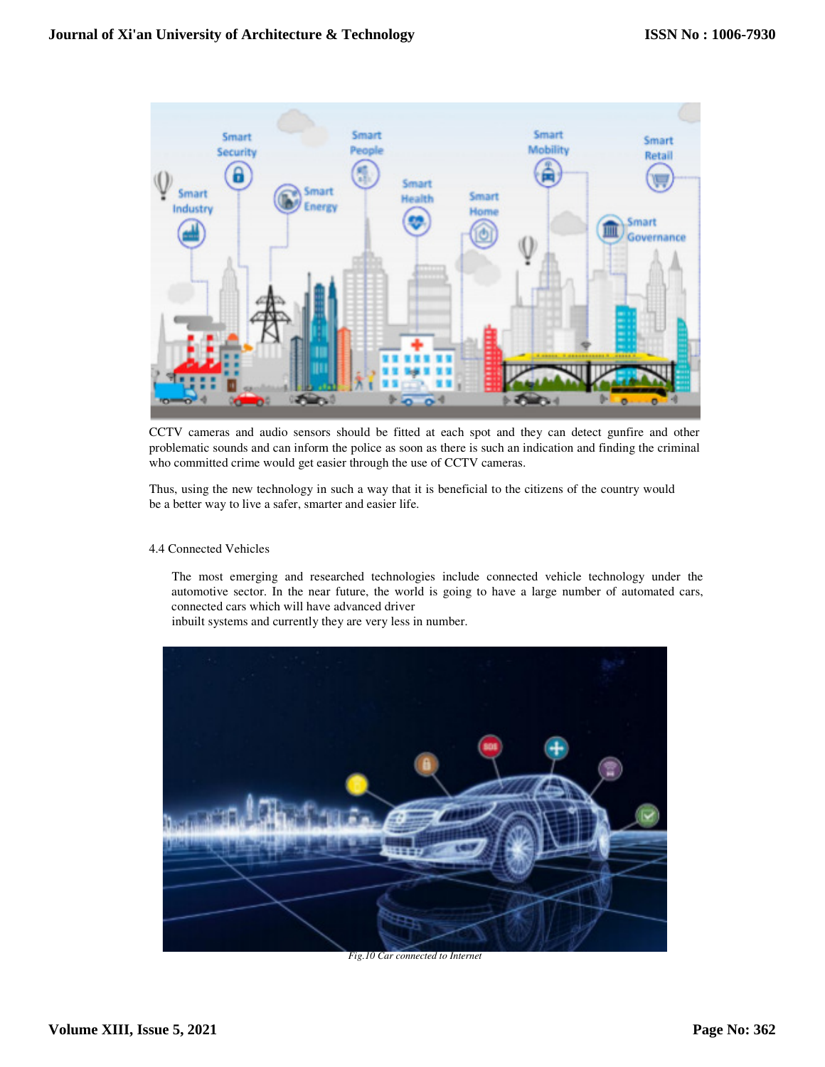CCTV cameras and audio sensors should be fitted at each spot and they can detect gunfire and other problematic sounds and can inform the police as soon as there is such an indication and finding the criminal who committed crime would get easier through the use of CCTV cameras.

Thus, using the new technology in such a way that it is beneficial to the citizens of the country would be a better way to live a safer, smarter and easier life.

4.4 Connected Vehicles

The most emerging and researched technologies include connected vehicle technology under the automotive sector. In the near future, the world is going to have a large number of automated cars, connected cars which will have advanced driver inbuilt systems and currently they are very less in number.

*Fig.10 Car connected to Internet*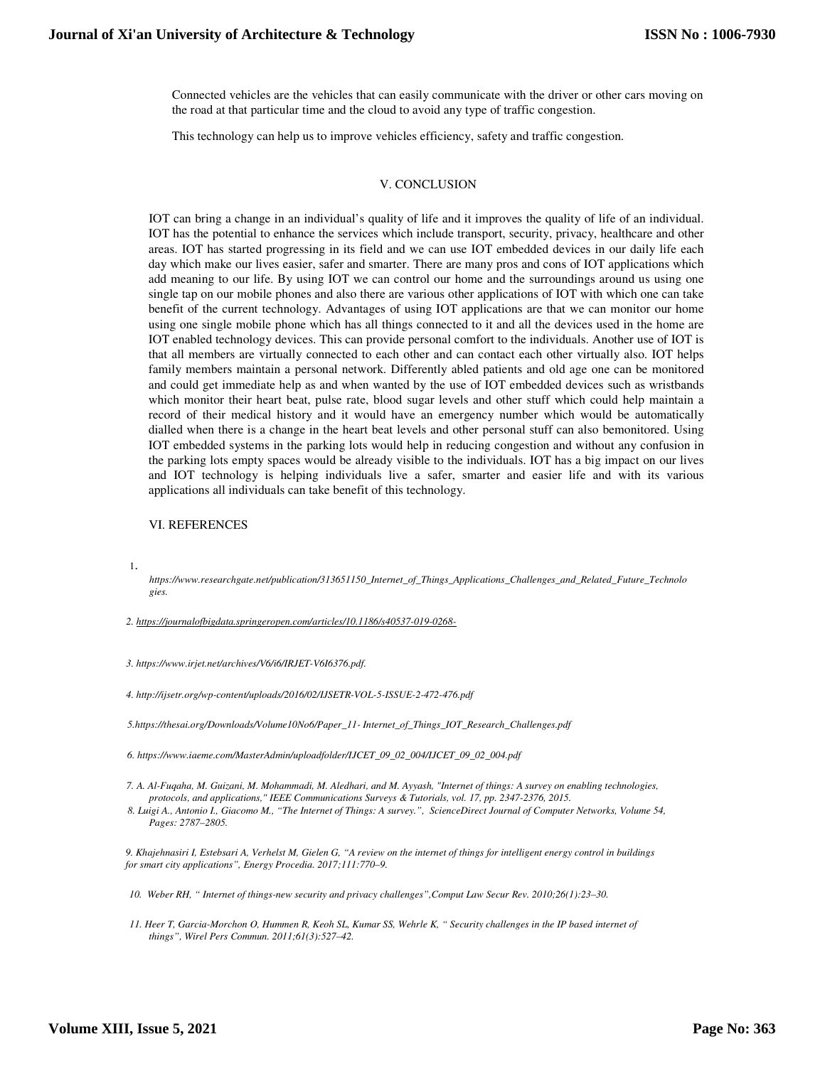Connected vehicles are the vehicles that can easily communicate with the driver or other cars moving on the road at that particular time and the cloud to avoid any type of traffic congestion.

This technology can help us to improve vehicles efficiency, safety and traffic congestion.

## V. CONCLUSION

IOT can bring a change in an individual's quality of life and it improves the quality of life of an individual. IOT has the potential to enhance the services which include transport, security, privacy, healthcare and other areas. IOT has started progressing in its field and we can use IOT embedded devices in our daily life each day which make our lives easier, safer and smarter. There are many pros and cons of IOT applications which add meaning to our life. By using IOT we can control our home and the surroundings around us using one single tap on our mobile phones and also there are various other applications of IOT with which one can take benefit of the current technology. Advantages of using IOT applications are that we can monitor our home using one single mobile phone which has all things connected to it and all the devices used in the home are IOT enabled technology devices. This can provide personal comfort to the individuals. Another use of IOT is that all members are virtually connected to each other and can contact each other virtually also. IOT helps family members maintain a personal network. Differently abled patients and old age one can be monitored and could get immediate help as and when wanted by the use of IOT embedded devices such as wristbands which monitor their heart beat, pulse rate, blood sugar levels and other stuff which could help maintain a record of their medical history and it would have an emergency number which would be automatically dialled when there is a change in the heart beat levels and other personal stuff can also bemonitored. Using IOT embedded systems in the parking lots would help in reducing congestion and without any confusion in the parking lots empty spaces would be already visible to the individuals. IOT has a big impact on our lives and IOT technology is helping individuals live a safer, smarter and easier life and with its various applications all individuals can take benefit of this technology.

## VI. REFERENCES

1. *https://www.researchgate.net/publication/313651150_Internet_of_Things_Applications_Challenges_and_Related_Future_Technologies.*

2. *https://journalofbigdata.springeropen.com/articles/10.1186/s40537-019-0268-*

3. *https://www.irjet.net/archives/V6/i6/IRJET-V6I6376.pdf.*

4. *http://ijsetr.org/wp-content/uploads/2016/02/IJSETR-VOL-5-ISSUE-2-472-476.pdf*

5. *https://thesai.org/Downloads/Volume10No6/Paper_11- Internet_of_Things_IOT_Research_Challenges.pdf*

6. *https://www.iaeme.com/MasterAdmin/uploadfolder/IJCET_09_02_004/IJCET_09_02_004.pdf*

7. *A. Al-Fuqaha, M. Guizani, M. Mohammadi, M. Aledhari, and M. Ayyash, "Internet of things: A survey on enabling technologies, protocols, and applications," IEEE Communications Surveys & Tutorials, vol. 17, pp. 2347-2376, 2015.*

8. *Luigi A., Antonio I., Giacomo M., "The Internet of Things: A survey.", ScienceDirect Journal of Computer Networks, Volume 54, Pages: 2787–2805.*

9. *Khajehnasiri I, Estebsari A, Verhelst M, Gielen G, "A review on the internet of things for intelligent energy control in buildings for smart city applications", Energy Procedia. 2017;111:770–9.*

10. *Weber RH, " Internet of things-new security and privacy challenges",Comput Law Secur Rev. 2010;26(1):23–30.*

11. *Heer T, Garcia-Morchon O, Hummen R, Keoh SL, Kumar SS, Wehrle K, " Security challenges in the IP based internet of things", Wirel Pers Commun. 2011;61(3):527–42.*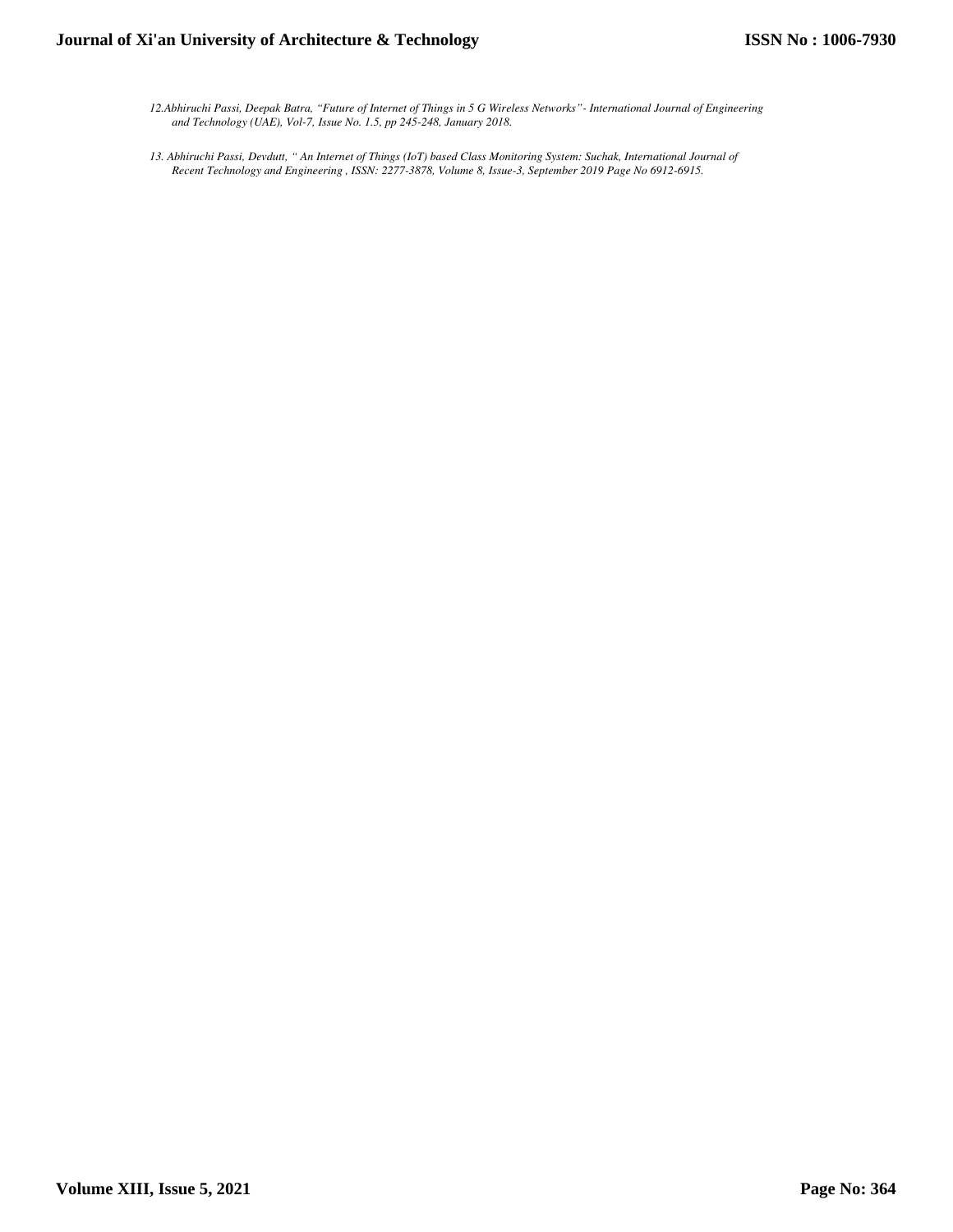*12.Abhiruchi Passi, Deepak Batra, "Future of Internet of Things in 5 G Wireless Networks"- International Journal of Engineering and Technology (UAE), Vol-7, Issue No. 1.5, pp 245-248, January 2018.*

*13. Abhiruchi Passi, Devdutt, " An Internet of Things (IoT) based Class Monitoring System: Suchak, International Journal of Recent Technology and Engineering , ISSN: 2277-3878, Volume 8, Issue-3, September 2019 Page No 6912-6915.*